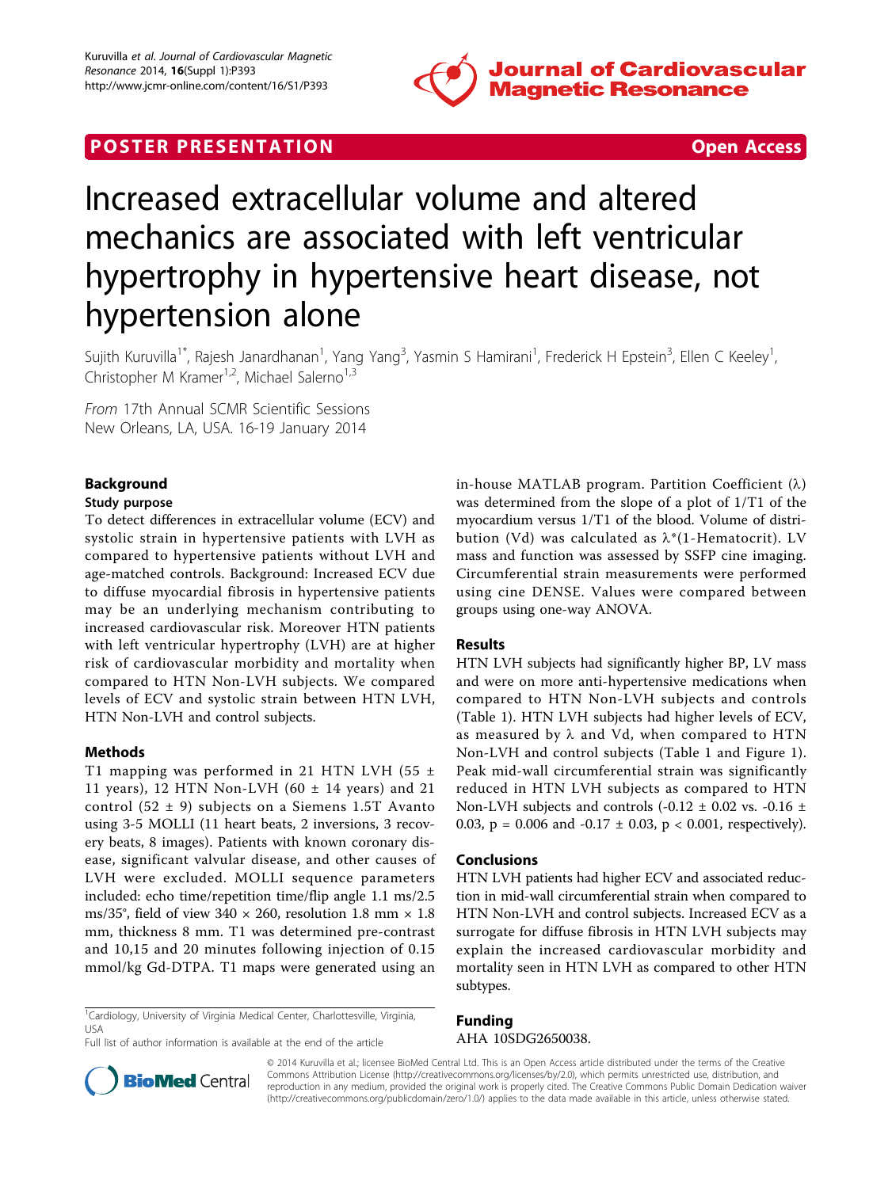POSTER PRESENTATION | Open Access

# Increased extracellular volume and altered mechanics are associated with left ventricular hypertrophy in hypertensive heart disease, not hypertension alone

Sujith Kuruvilla[1*], Rajesh Janardhanan[1], Yang Yang[3], Yasmin S Hamirani[1], Frederick H Epstein[3], Ellen C Keeley[1], Christopher M Kramer[1,2], Michael Salerno[1,3]

*From* 17th Annual SCMR Scientific Sessions
New Orleans, LA, USA. 16-19 January 2014

## Background

### Study purpose

To detect differences in extracellular volume (ECV) and systolic strain in hypertensive patients with LVH as compared to hypertensive patients without LVH and age-matched controls. Background: Increased ECV due to diffuse myocardial fibrosis in hypertensive patients may be an underlying mechanism contributing to increased cardiovascular risk. Moreover HTN patients with left ventricular hypertrophy (LVH) are at higher risk of cardiovascular morbidity and mortality when compared to HTN Non-LVH subjects. We compared levels of ECV and systolic strain between HTN LVH, HTN Non-LVH and control subjects.

## Methods

T1 mapping was performed in 21 HTN LVH (55 ± 11 years), 12 HTN Non-LVH (60 ± 14 years) and 21 control (52 ± 9) subjects on a Siemens 1.5T Avanto using 3-5 MOLLI (11 heart beats, 2 inversions, 3 recovery beats, 8 images). Patients with known coronary disease, significant valvular disease, and other causes of LVH were excluded. MOLLI sequence parameters included: echo time/repetition time/flip angle 1.1 ms/2.5 ms/35°, field of view 340 × 260, resolution 1.8 mm × 1.8 mm, thickness 8 mm. T1 was determined pre-contrast and 10,15 and 20 minutes following injection of 0.15 mmol/kg Gd-DTPA. T1 maps were generated using an in-house MATLAB program. Partition Coefficient (λ) was determined from the slope of a plot of 1/T1 of the myocardium versus 1/T1 of the blood. Volume of distribution (Vd) was calculated as λ*(1-Hematocrit). LV mass and function was assessed by SSFP cine imaging. Circumferential strain measurements were performed using cine DENSE. Values were compared between groups using one-way ANOVA.

## Results

HTN LVH subjects had significantly higher BP, LV mass and were on more anti-hypertensive medications when compared to HTN Non-LVH subjects and controls (Table 1). HTN LVH subjects had higher levels of ECV, as measured by λ and Vd, when compared to HTN Non-LVH and control subjects (Table 1 and Figure 1). Peak mid-wall circumferential strain was significantly reduced in HTN LVH subjects as compared to HTN Non-LVH subjects and controls (-0.12 ± 0.02 vs. -0.16 ± 0.03, $p = 0.006$ and -0.17 ± 0.03, $p < 0.001$, respectively).

## Conclusions

HTN LVH patients had higher ECV and associated reduction in mid-wall circumferential strain when compared to HTN Non-LVH and control subjects. Increased ECV as a surrogate for diffuse fibrosis in HTN LVH subjects may explain the increased cardiovascular morbidity and mortality seen in HTN LVH as compared to other HTN subtypes.

## Funding

AHA 10SDG2650038.

[1]Cardiology, University of Virginia Medical Center, Charlottesville, Virginia, USA

Full list of author information is available at the end of the article

© 2014 Kuruvilla et al.; licensee BioMed Central Ltd. This is an Open Access article distributed under the terms of the Creative Commons Attribution License (http://creativecommons.org/licenses/by/2.0), which permits unrestricted use, distribution, and reproduction in any medium, provided the original work is properly cited. The Creative Commons Public Domain Dedication waiver (http://creativecommons.org/publicdomain/zero/1.0/) applies to the data made available in this article, unless otherwise stated.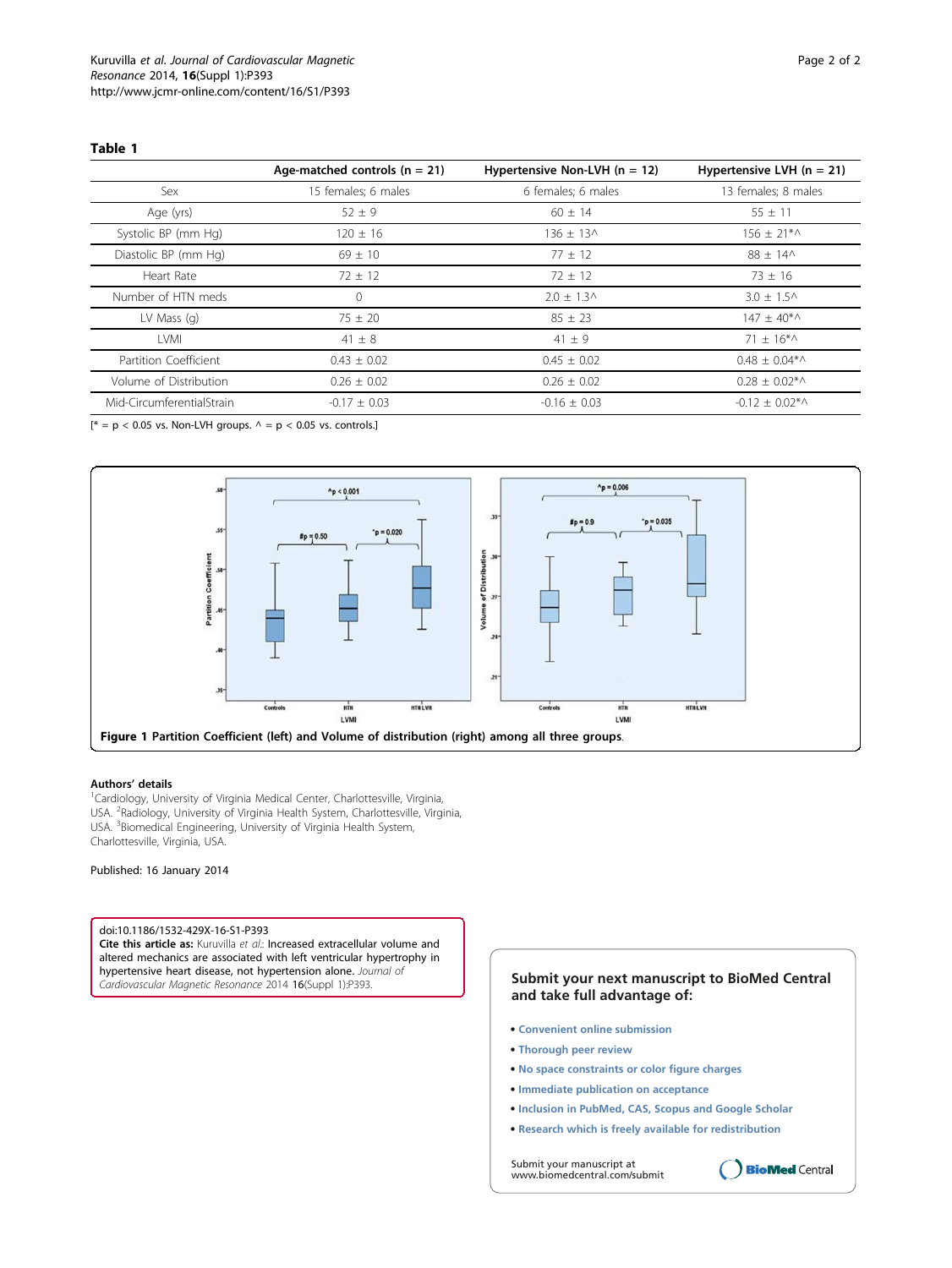**Table 1**

| | Age-matched controls (n = 21) | Hypertensive Non-LVH (n = 12) | Hypertensive LVH (n = 21) |
|---|---|---|---|
| Sex | 15 females; 6 males | 6 females; 6 males | 13 females; 8 males |
| Age (yrs) | 52 ± 9 | 60 ± 14 | 55 ± 11 |
| Systolic BP (mm Hg) | 120 ± 16 | 136 ± 13^ | 156 ± 21*^ |
| Diastolic BP (mm Hg) | 69 ± 10 | 77 ± 12 | 88 ± 14^ |
| Heart Rate | 72 ± 12 | 72 ± 12 | 73 ± 16 |
| Number of HTN meds | 0 | 2.0 ± 1.3^ | 3.0 ± 1.5^ |
| LV Mass (g) | 75 ± 20 | 85 ± 23 | 147 ± 40*^ |
| LVMI | 41 ± 8 | 41 ± 9 | 71 ± 16*^ |
| Partition Coefficient | 0.43 ± 0.02 | 0.45 ± 0.02 | 0.48 ± 0.04*^ |
| Volume of Distribution | 0.26 ± 0.02 | 0.26 ± 0.02 | 0.28 ± 0.02*^ |
| Mid-CircumferentialStrain | -0.17 ± 0.03 | -0.16 ± 0.03 | -0.12 ± 0.02*^ |

[* = p < 0.05 vs. Non-LVH groups. ^ = p < 0.05 vs. controls.]

^p < 0.001
#p = 0.50
*p = 0.020
Partition Coefficient
Controls
HTN
HTN LVH
LVMI

^p = 0.006
#p = 0.9
*p = 0.035
Volume of Distribution
Controls
HTN
HTN LVH
LVMI

**Figure 1 Partition Coefficient (left) and Volume of distribution (right) among all three groups**.

**Authors' details**

[1]Cardiology, University of Virginia Medical Center, Charlottesville, Virginia, USA. [2]Radiology, University of Virginia Health System, Charlottesville, Virginia, USA. [3]Biomedical Engineering, University of Virginia Health System, Charlottesville, Virginia, USA.

Published: 16 January 2014

doi:10.1186/1532-429X-16-S1-P393
**Cite this article as:** Kuruvilla *et al.*: Increased extracellular volume and altered mechanics are associated with left ventricular hypertrophy in hypertensive heart disease, not hypertension alone. *Journal of Cardiovascular Magnetic Resonance* 2014 **16**(Suppl 1):P393.

**Submit your next manuscript to BioMed Central and take full advantage of:**

- Convenient online submission
- Thorough peer review
- No space constraints or color figure charges
- Immediate publication on acceptance
- Inclusion in PubMed, CAS, Scopus and Google Scholar
- Research which is freely available for redistribution

Submit your manuscript at
www.biomedcentral.com/submit